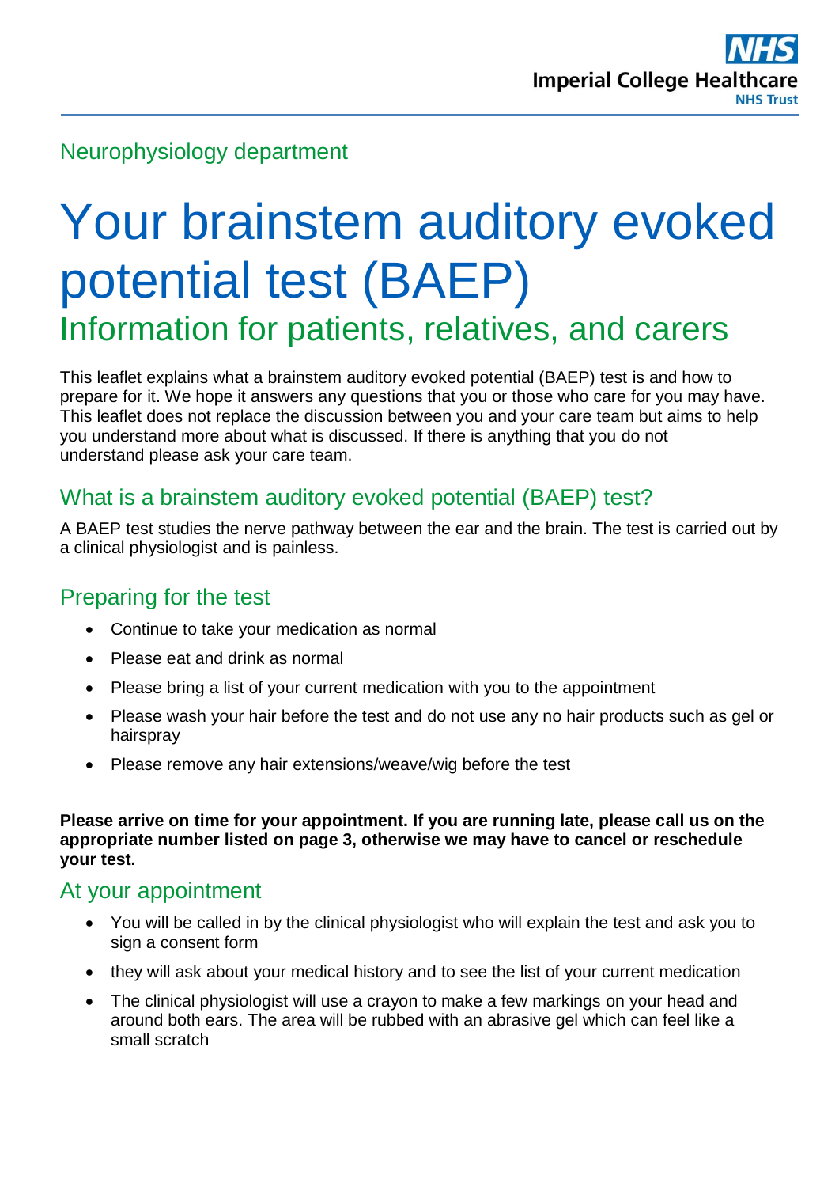Neurophysiology department

# Your brainstem auditory evoked potential test (BAEP)

## Information for patients, relatives, and carers

This leaflet explains what a brainstem auditory evoked potential (BAEP) test is and how to prepare for it. We hope it answers any questions that you or those who care for you may have. This leaflet does not replace the discussion between you and your care team but aims to help you understand more about what is discussed. If there is anything that you do not understand please ask your care team.

### What is a brainstem auditory evoked potential (BAEP) test?

A BAEP test studies the nerve pathway between the ear and the brain. The test is carried out by a clinical physiologist and is painless.

### Preparing for the test

- Continue to take your medication as normal
- Please eat and drink as normal
- Please bring a list of your current medication with you to the appointment
- Please wash your hair before the test and do not use any no hair products such as gel or hairspray
- Please remove any hair extensions/weave/wig before the test

**Please arrive on time for your appointment. If you are running late, please call us on the appropriate number listed on page 3, otherwise we may have to cancel or reschedule your test.**

### At your appointment

- You will be called in by the clinical physiologist who will explain the test and ask you to sign a consent form
- they will ask about your medical history and to see the list of your current medication
- The clinical physiologist will use a crayon to make a few markings on your head and around both ears. The area will be rubbed with an abrasive gel which can feel like a small scratch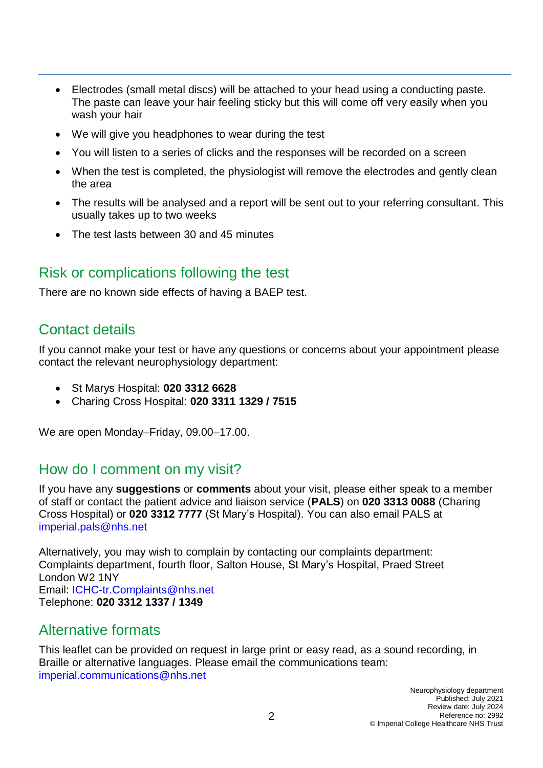- Electrodes (small metal discs) will be attached to your head using a conducting paste. The paste can leave your hair feeling sticky but this will come off very easily when you wash your hair
- We will give you headphones to wear during the test
- You will listen to a series of clicks and the responses will be recorded on a screen
- When the test is completed, the physiologist will remove the electrodes and gently clean the area
- The results will be analysed and a report will be sent out to your referring consultant. This usually takes up to two weeks
- The test lasts between 30 and 45 minutes

## Risk or complications following the test

There are no known side effects of having a BAEP test.

## Contact details

If you cannot make your test or have any questions or concerns about your appointment please contact the relevant neurophysiology department:

- St Marys Hospital: **020 3312 6628**
- Charing Cross Hospital: **020 3311 1329 / 7515**

We are open Monday–Friday, 09.00–17.00.

## How do I comment on my visit?

If you have any **suggestions** or **comments** about your visit, please either speak to a member of staff or contact the patient advice and liaison service (**PALS**) on **020 3313 0088** (Charing Cross Hospital) or **020 3312 7777** (St Mary's Hospital). You can also email PALS at imperial.pals@nhs.net

Alternatively, you may wish to complain by contacting our complaints department:
Complaints department, fourth floor, Salton House, St Mary's Hospital, Praed Street
London W2 1NY
Email: ICHC-tr.Complaints@nhs.net
Telephone: **020 3312 1337 / 1349**

## Alternative formats

This leaflet can be provided on request in large print or easy read, as a sound recording, in Braille or alternative languages. Please email the communications team: imperial.communications@nhs.net

Neurophysiology department
Published: July 2021
Review date: July 2024
Reference no: 2992
© Imperial College Healthcare NHS Trust